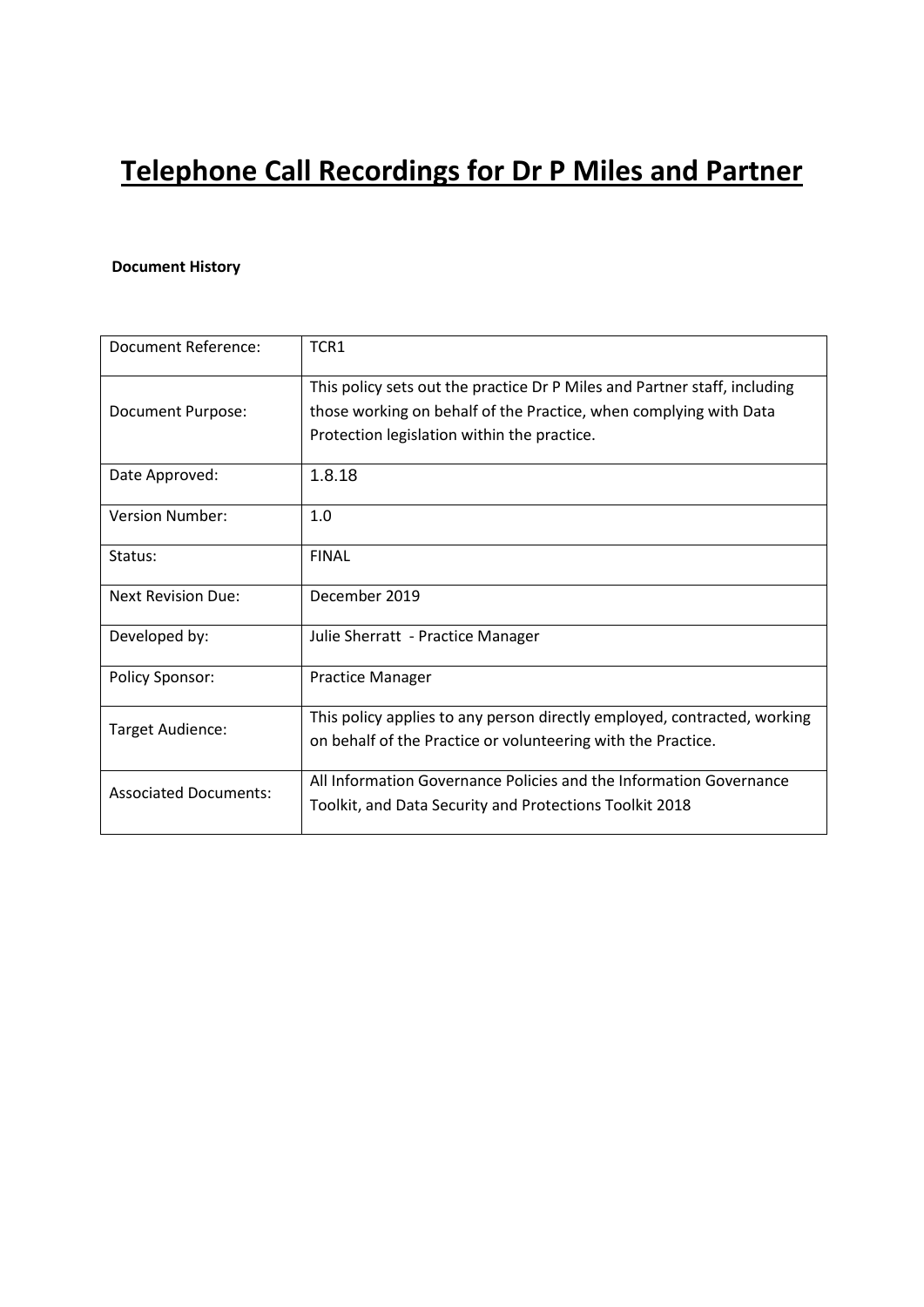# Telephone Call Recordings for Dr P Miles and Partner

**Document History**

| | |
|---|---|
| Document Reference: | TCR1 |
| Document Purpose: | This policy sets out the practice Dr P Miles and Partner staff, including those working on behalf of the Practice, when complying with Data Protection legislation within the practice. |
| Date Approved: | 1.8.18 |
| Version Number: | 1.0 |
| Status: | FINAL |
| Next Revision Due: | December 2019 |
| Developed by: | Julie Sherratt - Practice Manager |
| Policy Sponsor: | Practice Manager |
| Target Audience: | This policy applies to any person directly employed, contracted, working on behalf of the Practice or volunteering with the Practice. |
| Associated Documents: | All Information Governance Policies and the Information Governance Toolkit, and Data Security and Protections Toolkit 2018 |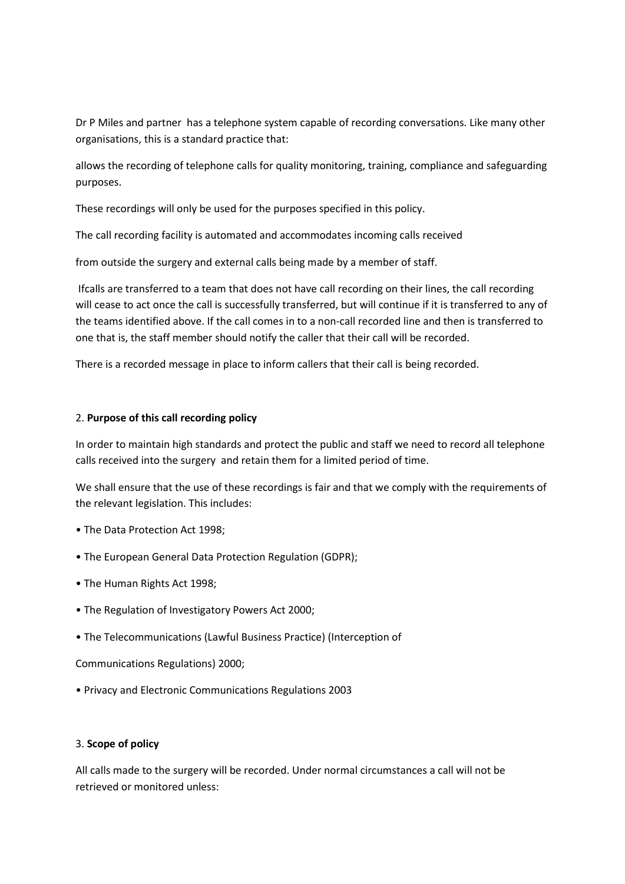Dr P Miles and partner  has a telephone system capable of recording conversations. Like many other organisations, this is a standard practice that:

allows the recording of telephone calls for quality monitoring, training, compliance and safeguarding purposes.

These recordings will only be used for the purposes specified in this policy.

The call recording facility is automated and accommodates incoming calls received

from outside the surgery and external calls being made by a member of staff.

Ifcalls are transferred to a team that does not have call recording on their lines, the call recording will cease to act once the call is successfully transferred, but will continue if it is transferred to any of the teams identified above. If the call comes in to a non-call recorded line and then is transferred to one that is, the staff member should notify the caller that their call will be recorded.

There is a recorded message in place to inform callers that their call is being recorded.

## 2. **Purpose of this call recording policy**

In order to maintain high standards and protect the public and staff we need to record all telephone calls received into the surgery  and retain them for a limited period of time.

We shall ensure that the use of these recordings is fair and that we comply with the requirements of the relevant legislation. This includes:

- The Data Protection Act 1998;
- The European General Data Protection Regulation (GDPR);
- The Human Rights Act 1998;
- The Regulation of Investigatory Powers Act 2000;
- The Telecommunications (Lawful Business Practice) (Interception of Communications Regulations) 2000;
- Privacy and Electronic Communications Regulations 2003

## 3. **Scope of policy**

All calls made to the surgery will be recorded. Under normal circumstances a call will not be retrieved or monitored unless: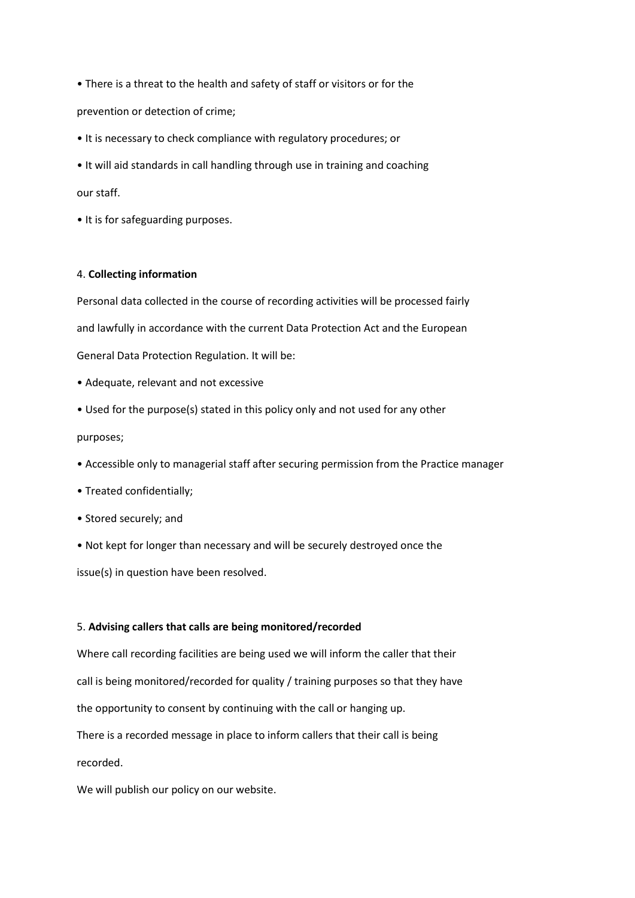- There is a threat to the health and safety of staff or visitors or for the prevention or detection of crime;
- It is necessary to check compliance with regulatory procedures; or
- It will aid standards in call handling through use in training and coaching our staff.
- It is for safeguarding purposes.

4. **Collecting information**

Personal data collected in the course of recording activities will be processed fairly and lawfully in accordance with the current Data Protection Act and the European General Data Protection Regulation. It will be:

- Adequate, relevant and not excessive
- Used for the purpose(s) stated in this policy only and not used for any other purposes;
- Accessible only to managerial staff after securing permission from the Practice manager
- Treated confidentially;
- Stored securely; and
- Not kept for longer than necessary and will be securely destroyed once the issue(s) in question have been resolved.

5. **Advising callers that calls are being monitored/recorded**

Where call recording facilities are being used we will inform the caller that their call is being monitored/recorded for quality / training purposes so that they have the opportunity to consent by continuing with the call or hanging up.

There is a recorded message in place to inform callers that their call is being recorded.

We will publish our policy on our website.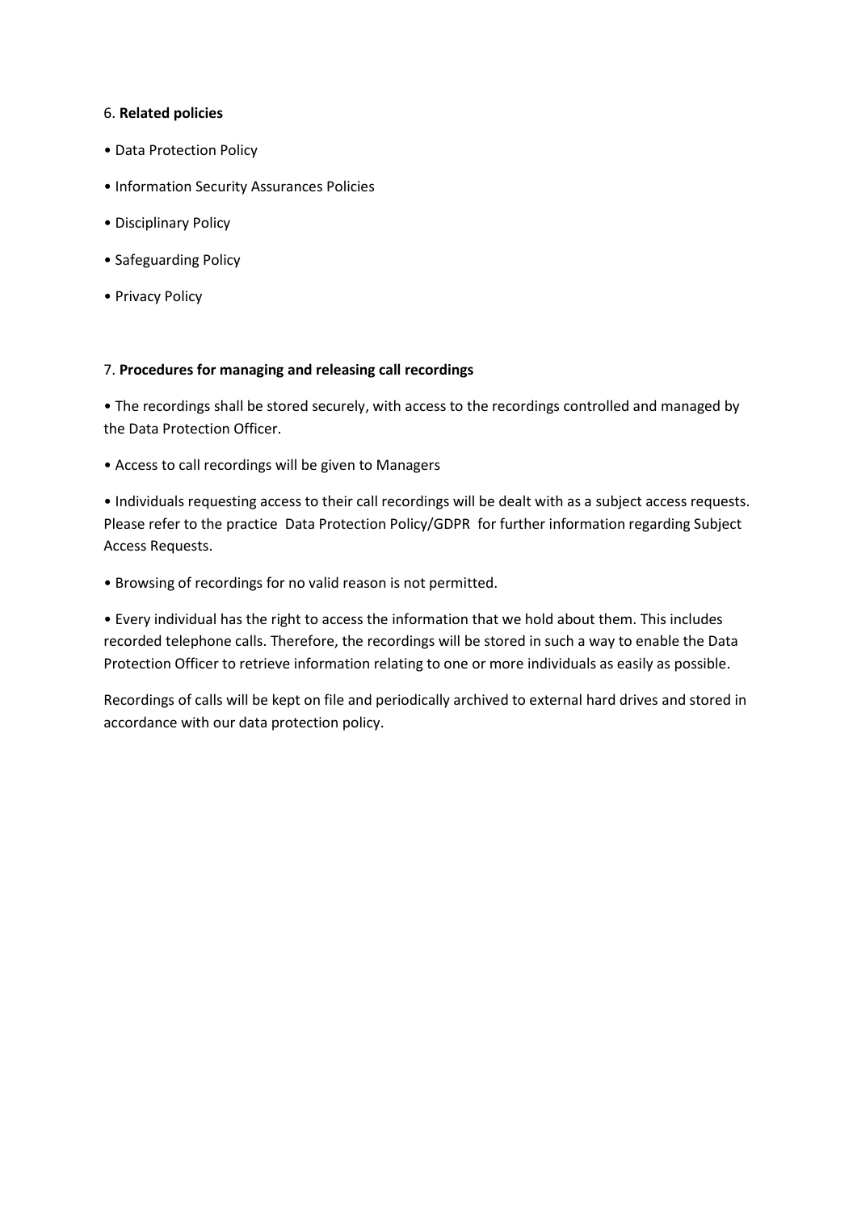## 6. **Related policies**

- Data Protection Policy
- Information Security Assurances Policies
- Disciplinary Policy
- Safeguarding Policy
- Privacy Policy

## 7. **Procedures for managing and releasing call recordings**

- The recordings shall be stored securely, with access to the recordings controlled and managed by the Data Protection Officer.
- Access to call recordings will be given to Managers
- Individuals requesting access to their call recordings will be dealt with as a subject access requests. Please refer to the practice Data Protection Policy/GDPR for further information regarding Subject Access Requests.
- Browsing of recordings for no valid reason is not permitted.
- Every individual has the right to access the information that we hold about them. This includes recorded telephone calls. Therefore, the recordings will be stored in such a way to enable the Data Protection Officer to retrieve information relating to one or more individuals as easily as possible.

Recordings of calls will be kept on file and periodically archived to external hard drives and stored in accordance with our data protection policy.